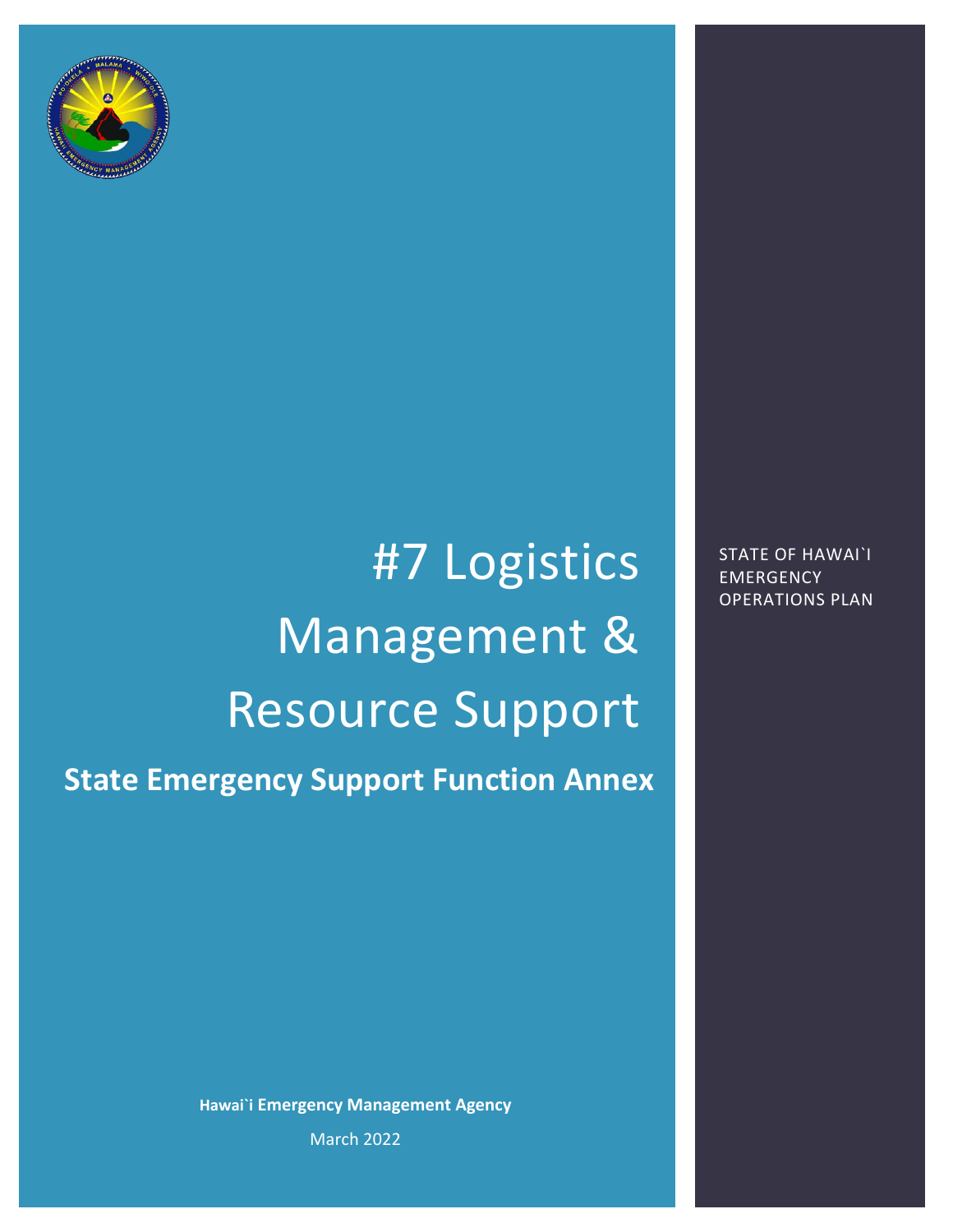# #7 Logistics Management & Resource Support

## State Emergency Support Function Annex

STATE OF HAWAI`I EMERGENCY OPERATIONS PLAN

**Hawai`i Emergency Management Agency**

March 2022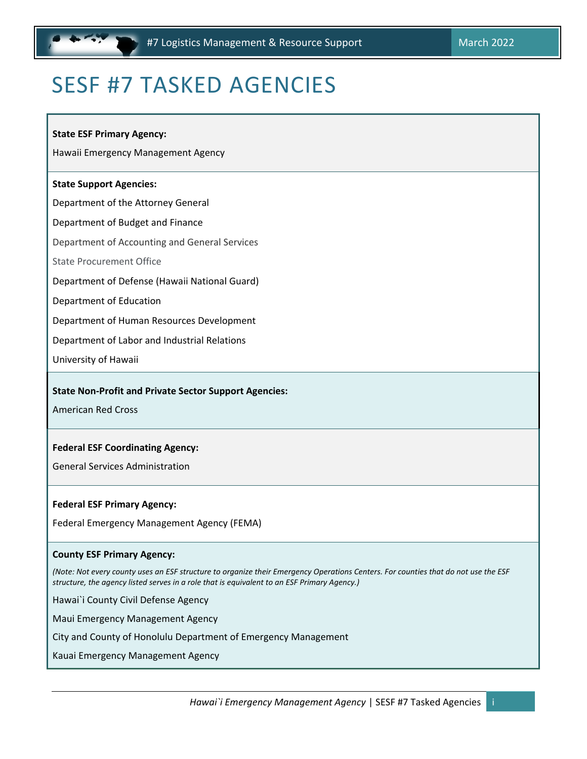# SESF #7 TASKED AGENCIES

**State ESF Primary Agency:**

Hawaii Emergency Management Agency

**State Support Agencies:**

Department of the Attorney General

Department of Budget and Finance

Department of Accounting and General Services

State Procurement Office

Department of Defense (Hawaii National Guard)

Department of Education

Department of Human Resources Development

Department of Labor and Industrial Relations

University of Hawaii

**State Non-Profit and Private Sector Support Agencies:**

American Red Cross

**Federal ESF Coordinating Agency:**

General Services Administration

**Federal ESF Primary Agency:**

Federal Emergency Management Agency (FEMA)

**County ESF Primary Agency:**

*(Note: Not every county uses an ESF structure to organize their Emergency Operations Centers. For counties that do not use the ESF structure, the agency listed serves in a role that is equivalent to an ESF Primary Agency.)*

Hawai`i County Civil Defense Agency

Maui Emergency Management Agency

City and County of Honolulu Department of Emergency Management

Kauai Emergency Management Agency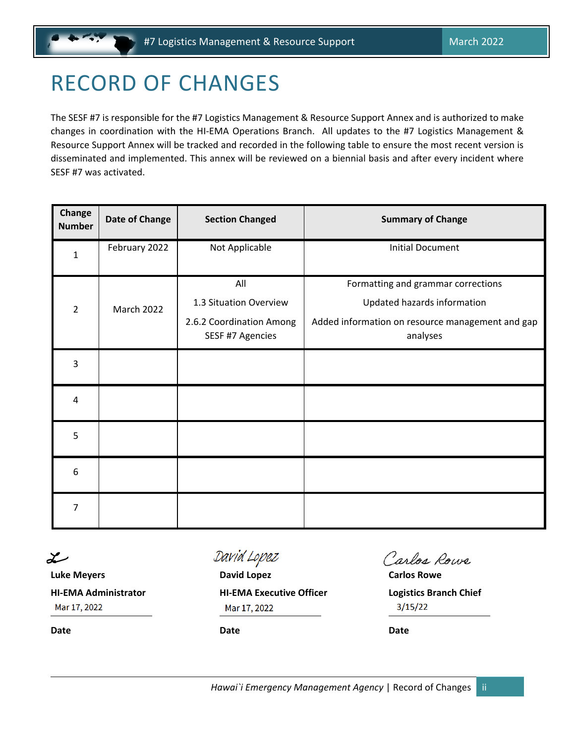# RECORD OF CHANGES

The SESF #7 is responsible for the #7 Logistics Management & Resource Support Annex and is authorized to make changes in coordination with the HI-EMA Operations Branch. All updates to the #7 Logistics Management & Resource Support Annex will be tracked and recorded in the following table to ensure the most recent version is disseminated and implemented. This annex will be reviewed on a biennial basis and after every incident where SESF #7 was activated.

| Change Number | Date of Change | Section Changed | Summary of Change |
|---|---|---|---|
| 1 | February 2022 | Not Applicable | Initial Document |
| 2 | March 2022 | All<br>1.3 Situation Overview<br>2.6.2 Coordination Among SESF #7 Agencies | Formatting and grammar corrections<br>Updated hazards information<br>Added information on resource management and gap analyses |
| 3 | | | |
| 4 | | | |
| 5 | | | |
| 6 | | | |
| 7 | | | |

**Luke Meyers**
**HI-EMA Administrator**
Mar 17, 2022
**Date**

**David Lopez**
**HI-EMA Executive Officer**
Mar 17, 2022
**Date**

**Carlos Rowe**
**Logistics Branch Chief**
3/15/22
**Date**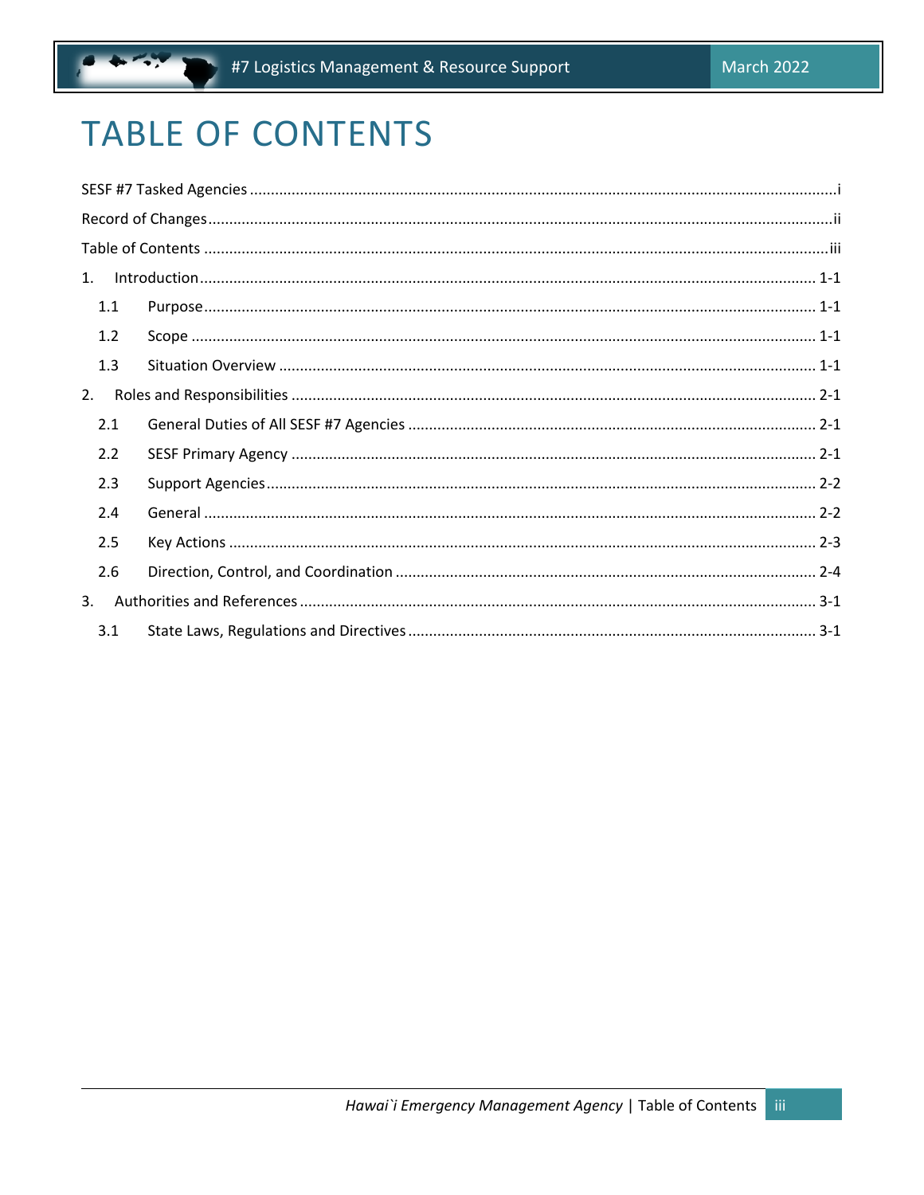# TABLE OF CONTENTS

SESF #7 Tasked Agencies ........................................ i

Record of Changes ........................................ ii

Table of Contents ........................................ iii

1. Introduction ........................................ 1-1
   - 1.1 Purpose ........................................ 1-1
   - 1.2 Scope ........................................ 1-1
   - 1.3 Situation Overview ........................................ 1-1
2. Roles and Responsibilities ........................................ 2-1
   - 2.1 General Duties of All SESF #7 Agencies ........................................ 2-1
   - 2.2 SESF Primary Agency ........................................ 2-1
   - 2.3 Support Agencies ........................................ 2-2
   - 2.4 General ........................................ 2-2
   - 2.5 Key Actions ........................................ 2-3
   - 2.6 Direction, Control, and Coordination ........................................ 2-4
3. Authorities and References ........................................ 3-1
   - 3.1 State Laws, Regulations and Directives ........................................ 3-1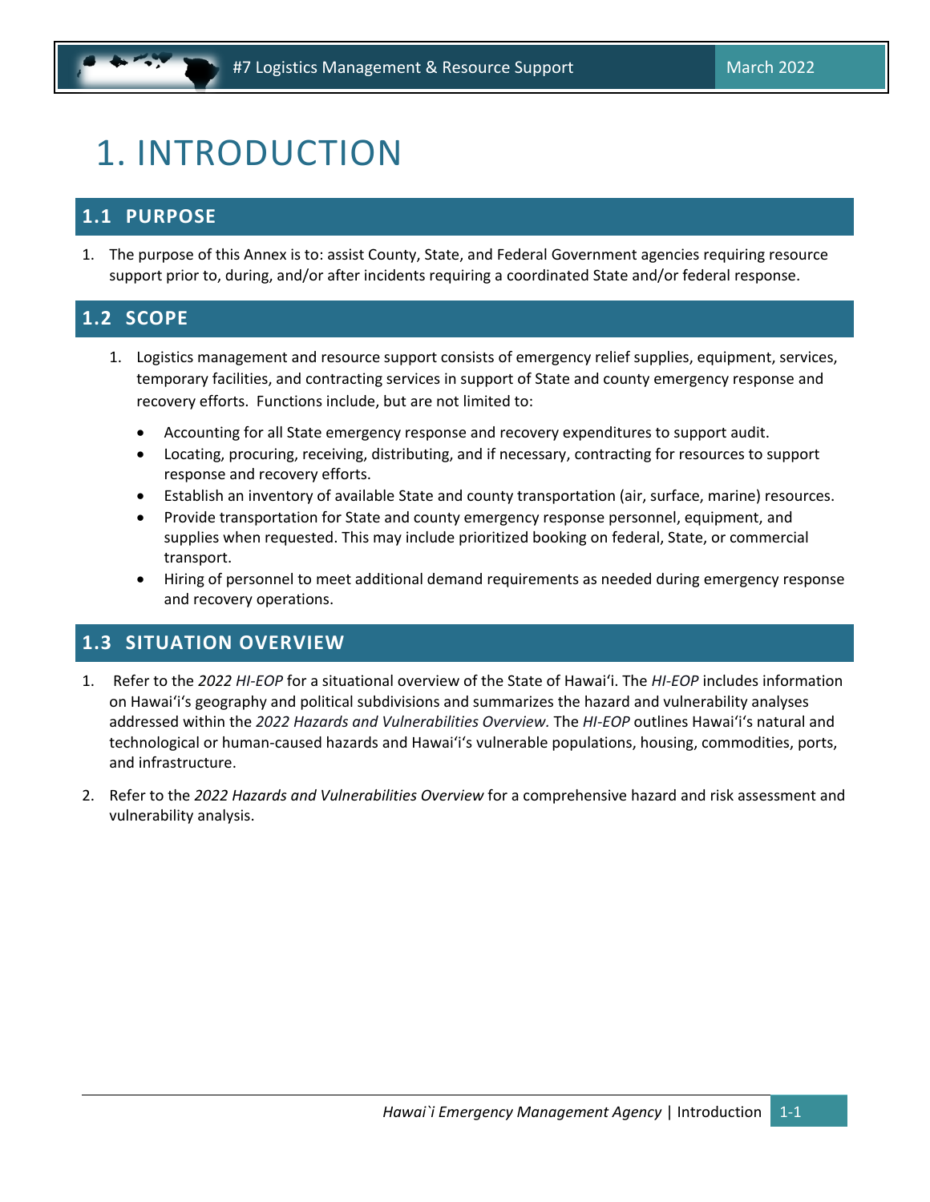# 1. INTRODUCTION

## 1.1 PURPOSE

1. The purpose of this Annex is to: assist County, State, and Federal Government agencies requiring resource support prior to, during, and/or after incidents requiring a coordinated State and/or federal response.

## 1.2 SCOPE

1. Logistics management and resource support consists of emergency relief supplies, equipment, services, temporary facilities, and contracting services in support of State and county emergency response and recovery efforts. Functions include, but are not limited to:

   - Accounting for all State emergency response and recovery expenditures to support audit.
   - Locating, procuring, receiving, distributing, and if necessary, contracting for resources to support response and recovery efforts.
   - Establish an inventory of available State and county transportation (air, surface, marine) resources.
   - Provide transportation for State and county emergency response personnel, equipment, and supplies when requested. This may include prioritized booking on federal, State, or commercial transport.
   - Hiring of personnel to meet additional demand requirements as needed during emergency response and recovery operations.

## 1.3 SITUATION OVERVIEW

1. Refer to the *2022 HI-EOP* for a situational overview of the State of Hawai'i. The *HI-EOP* includes information on Hawai'i's geography and political subdivisions and summarizes the hazard and vulnerability analyses addressed within the *2022 Hazards and Vulnerabilities Overview*. The *HI-EOP* outlines Hawai'i's natural and technological or human-caused hazards and Hawai'i's vulnerable populations, housing, commodities, ports, and infrastructure.

2. Refer to the *2022 Hazards and Vulnerabilities Overview* for a comprehensive hazard and risk assessment and vulnerability analysis.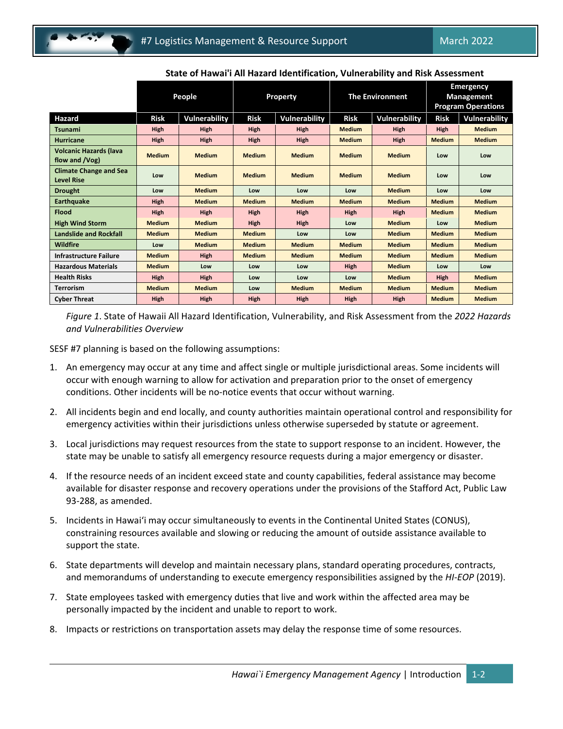**State of Hawai'i All Hazard Identification, Vulnerability and Risk Assessment**

| | People | | Property | | The Environment | | Emergency Management Program Operations | |
|---|---|---|---|---|---|---|---|---|
| **Hazard** | **Risk** | **Vulnerability** | **Risk** | **Vulnerability** | **Risk** | **Vulnerability** | **Risk** | **Vulnerability** |
| Tsunami | High | High | High | High | Medium | High | High | Medium |
| Hurricane | High | High | High | High | Medium | High | Medium | Medium |
| Volcanic Hazards (lava flow and /Vog) | Medium | Medium | Medium | Medium | Medium | Medium | Low | Low |
| Climate Change and Sea Level Rise | Low | Medium | Medium | Medium | Medium | Medium | Low | Low |
| Drought | Low | Medium | Low | Low | Low | Medium | Low | Low |
| Earthquake | High | Medium | Medium | Medium | Medium | Medium | Medium | Medium |
| Flood | High | High | High | High | High | High | Medium | Medium |
| High Wind Storm | Medium | Medium | High | High | Low | Medium | Low | Medium |
| Landslide and Rockfall | Medium | Medium | Medium | Low | Low | Medium | Medium | Medium |
| Wildfire | Low | Medium | Medium | Medium | Medium | Medium | Medium | Medium |
| Infrastructure Failure | Medium | High | Medium | Medium | Medium | Medium | Medium | Medium |
| Hazardous Materials | Medium | Low | Low | Low | High | Medium | Low | Low |
| Health Risks | High | High | Low | Low | Low | Medium | High | Medium |
| Terrorism | Medium | Medium | Low | Medium | Medium | Medium | Medium | Medium |
| Cyber Threat | High | High | High | High | High | High | Medium | Medium |

*Figure 1*. State of Hawaii All Hazard Identification, Vulnerability, and Risk Assessment from the *2022 Hazards and Vulnerabilities Overview*

SESF #7 planning is based on the following assumptions:

1. An emergency may occur at any time and affect single or multiple jurisdictional areas. Some incidents will occur with enough warning to allow for activation and preparation prior to the onset of emergency conditions. Other incidents will be no-notice events that occur without warning.

2. All incidents begin and end locally, and county authorities maintain operational control and responsibility for emergency activities within their jurisdictions unless otherwise superseded by statute or agreement.

3. Local jurisdictions may request resources from the state to support response to an incident. However, the state may be unable to satisfy all emergency resource requests during a major emergency or disaster.

4. If the resource needs of an incident exceed state and county capabilities, federal assistance may become available for disaster response and recovery operations under the provisions of the Stafford Act, Public Law 93-288, as amended.

5. Incidents in Hawaiʻi may occur simultaneously to events in the Continental United States (CONUS), constraining resources available and slowing or reducing the amount of outside assistance available to support the state.

6. State departments will develop and maintain necessary plans, standard operating procedures, contracts, and memorandums of understanding to execute emergency responsibilities assigned by the *HI-EOP* (2019).

7. State employees tasked with emergency duties that live and work within the affected area may be personally impacted by the incident and unable to report to work.

8. Impacts or restrictions on transportation assets may delay the response time of some resources.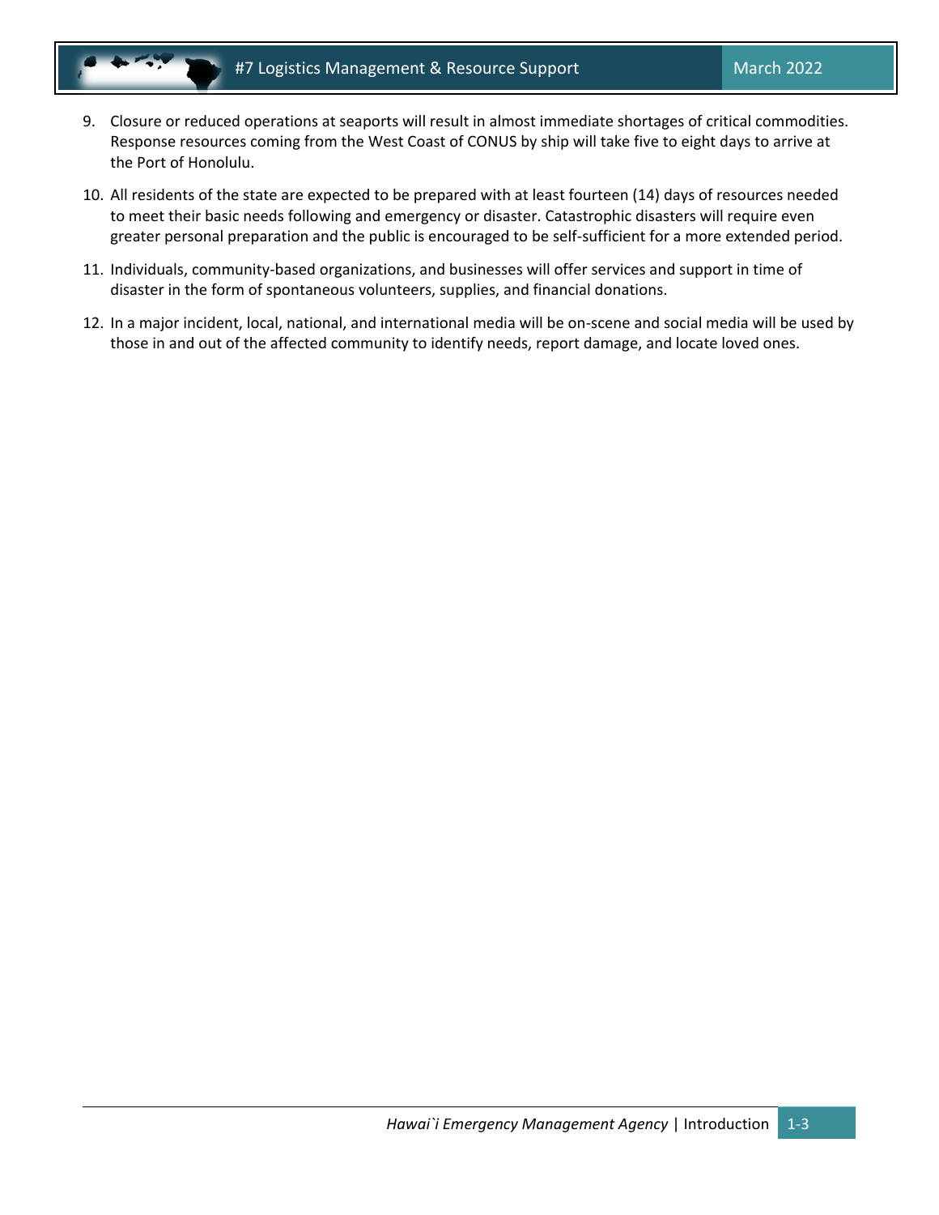9. Closure or reduced operations at seaports will result in almost immediate shortages of critical commodities. Response resources coming from the West Coast of CONUS by ship will take five to eight days to arrive at the Port of Honolulu.
10. All residents of the state are expected to be prepared with at least fourteen (14) days of resources needed to meet their basic needs following and emergency or disaster. Catastrophic disasters will require even greater personal preparation and the public is encouraged to be self-sufficient for a more extended period.
11. Individuals, community-based organizations, and businesses will offer services and support in time of disaster in the form of spontaneous volunteers, supplies, and financial donations.
12. In a major incident, local, national, and international media will be on-scene and social media will be used by those in and out of the affected community to identify needs, report damage, and locate loved ones.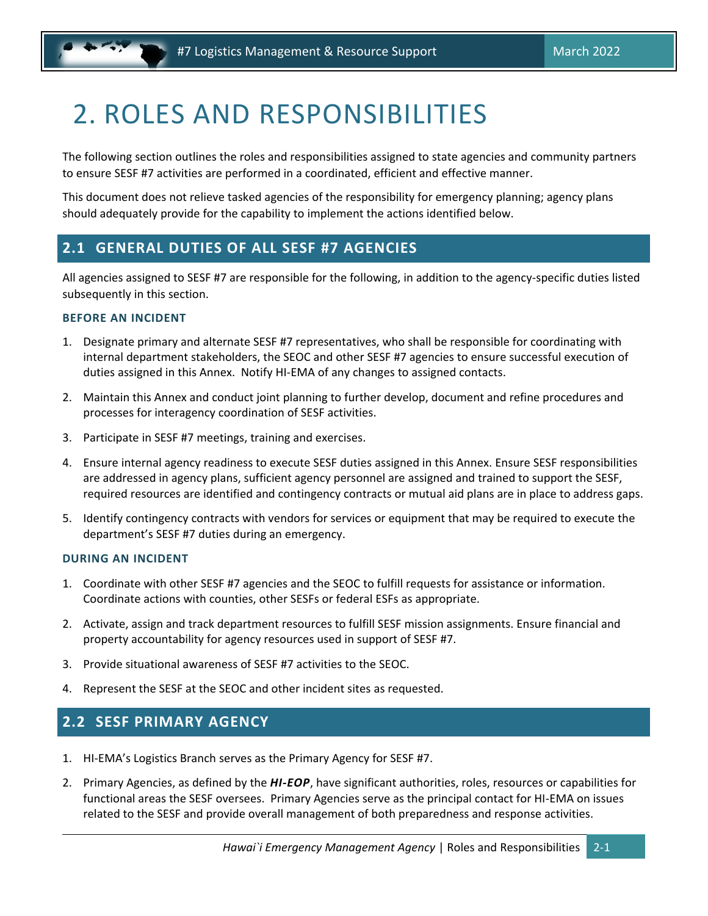# 2. ROLES AND RESPONSIBILITIES

The following section outlines the roles and responsibilities assigned to state agencies and community partners to ensure SESF #7 activities are performed in a coordinated, efficient and effective manner.

This document does not relieve tasked agencies of the responsibility for emergency planning; agency plans should adequately provide for the capability to implement the actions identified below.

## 2.1 GENERAL DUTIES OF ALL SESF #7 AGENCIES

All agencies assigned to SESF #7 are responsible for the following, in addition to the agency-specific duties listed subsequently in this section.

### BEFORE AN INCIDENT

1. Designate primary and alternate SESF #7 representatives, who shall be responsible for coordinating with internal department stakeholders, the SEOC and other SESF #7 agencies to ensure successful execution of duties assigned in this Annex. Notify HI-EMA of any changes to assigned contacts.
2. Maintain this Annex and conduct joint planning to further develop, document and refine procedures and processes for interagency coordination of SESF activities.
3. Participate in SESF #7 meetings, training and exercises.
4. Ensure internal agency readiness to execute SESF duties assigned in this Annex. Ensure SESF responsibilities are addressed in agency plans, sufficient agency personnel are assigned and trained to support the SESF, required resources are identified and contingency contracts or mutual aid plans are in place to address gaps.
5. Identify contingency contracts with vendors for services or equipment that may be required to execute the department's SESF #7 duties during an emergency.

### DURING AN INCIDENT

1. Coordinate with other SESF #7 agencies and the SEOC to fulfill requests for assistance or information. Coordinate actions with counties, other SESFs or federal ESFs as appropriate.
2. Activate, assign and track department resources to fulfill SESF mission assignments. Ensure financial and property accountability for agency resources used in support of SESF #7.
3. Provide situational awareness of SESF #7 activities to the SEOC.
4. Represent the SESF at the SEOC and other incident sites as requested.

## 2.2 SESF PRIMARY AGENCY

1. HI-EMA's Logistics Branch serves as the Primary Agency for SESF #7.
2. Primary Agencies, as defined by the ***HI-EOP***, have significant authorities, roles, resources or capabilities for functional areas the SESF oversees. Primary Agencies serve as the principal contact for HI-EMA on issues related to the SESF and provide overall management of both preparedness and response activities.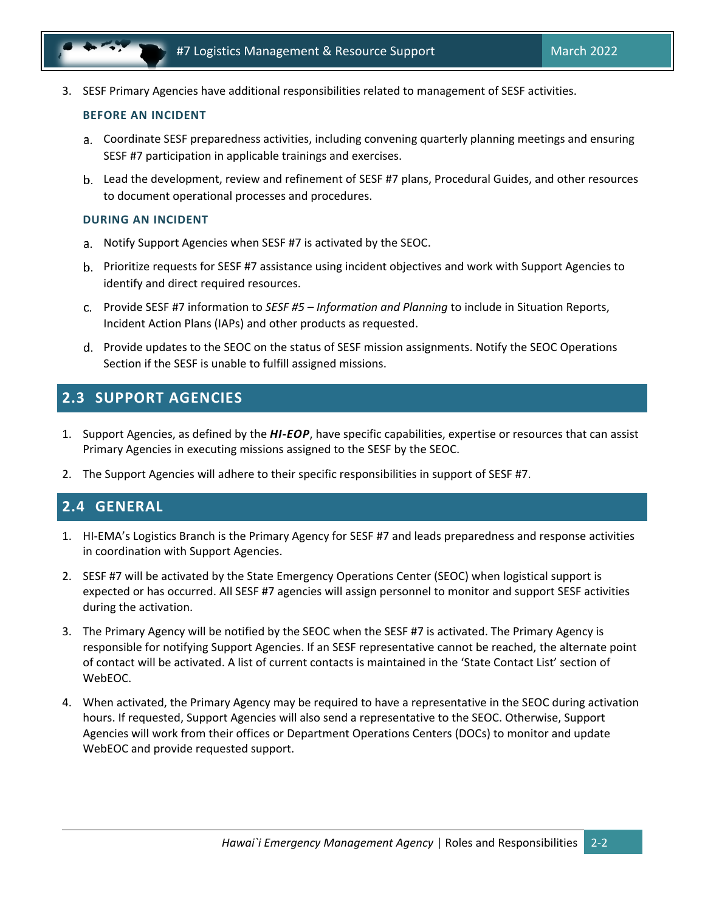3. SESF Primary Agencies have additional responsibilities related to management of SESF activities.

#### BEFORE AN INCIDENT

a. Coordinate SESF preparedness activities, including convening quarterly planning meetings and ensuring SESF #7 participation in applicable trainings and exercises.

b. Lead the development, review and refinement of SESF #7 plans, Procedural Guides, and other resources to document operational processes and procedures.

#### DURING AN INCIDENT

a. Notify Support Agencies when SESF #7 is activated by the SEOC.

b. Prioritize requests for SESF #7 assistance using incident objectives and work with Support Agencies to identify and direct required resources.

c. Provide SESF #7 information to *SESF #5 – Information and Planning* to include in Situation Reports, Incident Action Plans (IAPs) and other products as requested.

d. Provide updates to the SEOC on the status of SESF mission assignments. Notify the SEOC Operations Section if the SESF is unable to fulfill assigned missions.

## 2.3 SUPPORT AGENCIES

1. Support Agencies, as defined by the ***HI-EOP***, have specific capabilities, expertise or resources that can assist Primary Agencies in executing missions assigned to the SESF by the SEOC.

2. The Support Agencies will adhere to their specific responsibilities in support of SESF #7.

## 2.4 GENERAL

1. HI-EMA's Logistics Branch is the Primary Agency for SESF #7 and leads preparedness and response activities in coordination with Support Agencies.

2. SESF #7 will be activated by the State Emergency Operations Center (SEOC) when logistical support is expected or has occurred. All SESF #7 agencies will assign personnel to monitor and support SESF activities during the activation.

3. The Primary Agency will be notified by the SEOC when the SESF #7 is activated. The Primary Agency is responsible for notifying Support Agencies. If an SESF representative cannot be reached, the alternate point of contact will be activated. A list of current contacts is maintained in the 'State Contact List' section of WebEOC.

4. When activated, the Primary Agency may be required to have a representative in the SEOC during activation hours. If requested, Support Agencies will also send a representative to the SEOC. Otherwise, Support Agencies will work from their offices or Department Operations Centers (DOCs) to monitor and update WebEOC and provide requested support.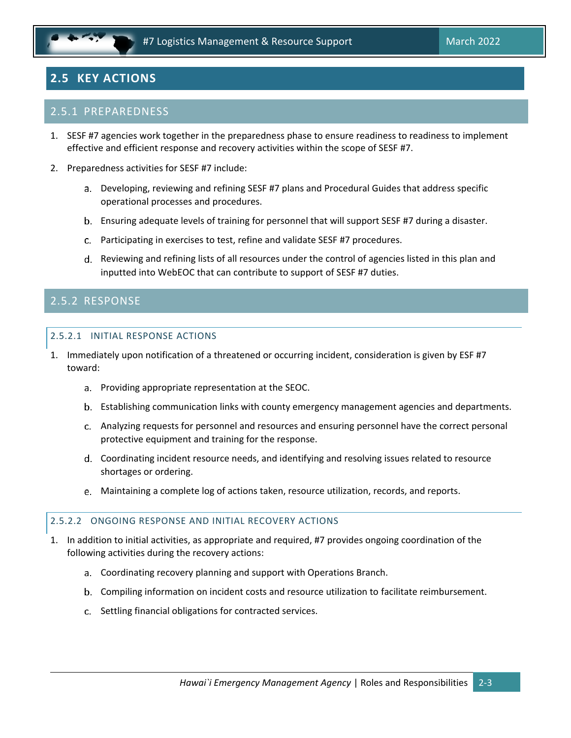## 2.5 KEY ACTIONS

### 2.5.1 PREPAREDNESS

1. SESF #7 agencies work together in the preparedness phase to ensure readiness to readiness to implement effective and efficient response and recovery activities within the scope of SESF #7.
2. Preparedness activities for SESF #7 include:
   a. Developing, reviewing and refining SESF #7 plans and Procedural Guides that address specific operational processes and procedures.
   b. Ensuring adequate levels of training for personnel that will support SESF #7 during a disaster.
   c. Participating in exercises to test, refine and validate SESF #7 procedures.
   d. Reviewing and refining lists of all resources under the control of agencies listed in this plan and inputted into WebEOC that can contribute to support of SESF #7 duties.

### 2.5.2 RESPONSE

#### 2.5.2.1 INITIAL RESPONSE ACTIONS

1. Immediately upon notification of a threatened or occurring incident, consideration is given by ESF #7 toward:
   a. Providing appropriate representation at the SEOC.
   b. Establishing communication links with county emergency management agencies and departments.
   c. Analyzing requests for personnel and resources and ensuring personnel have the correct personal protective equipment and training for the response.
   d. Coordinating incident resource needs, and identifying and resolving issues related to resource shortages or ordering.
   e. Maintaining a complete log of actions taken, resource utilization, records, and reports.

#### 2.5.2.2 ONGOING RESPONSE AND INITIAL RECOVERY ACTIONS

1. In addition to initial activities, as appropriate and required, #7 provides ongoing coordination of the following activities during the recovery actions:
   a. Coordinating recovery planning and support with Operations Branch.
   b. Compiling information on incident costs and resource utilization to facilitate reimbursement.
   c. Settling financial obligations for contracted services.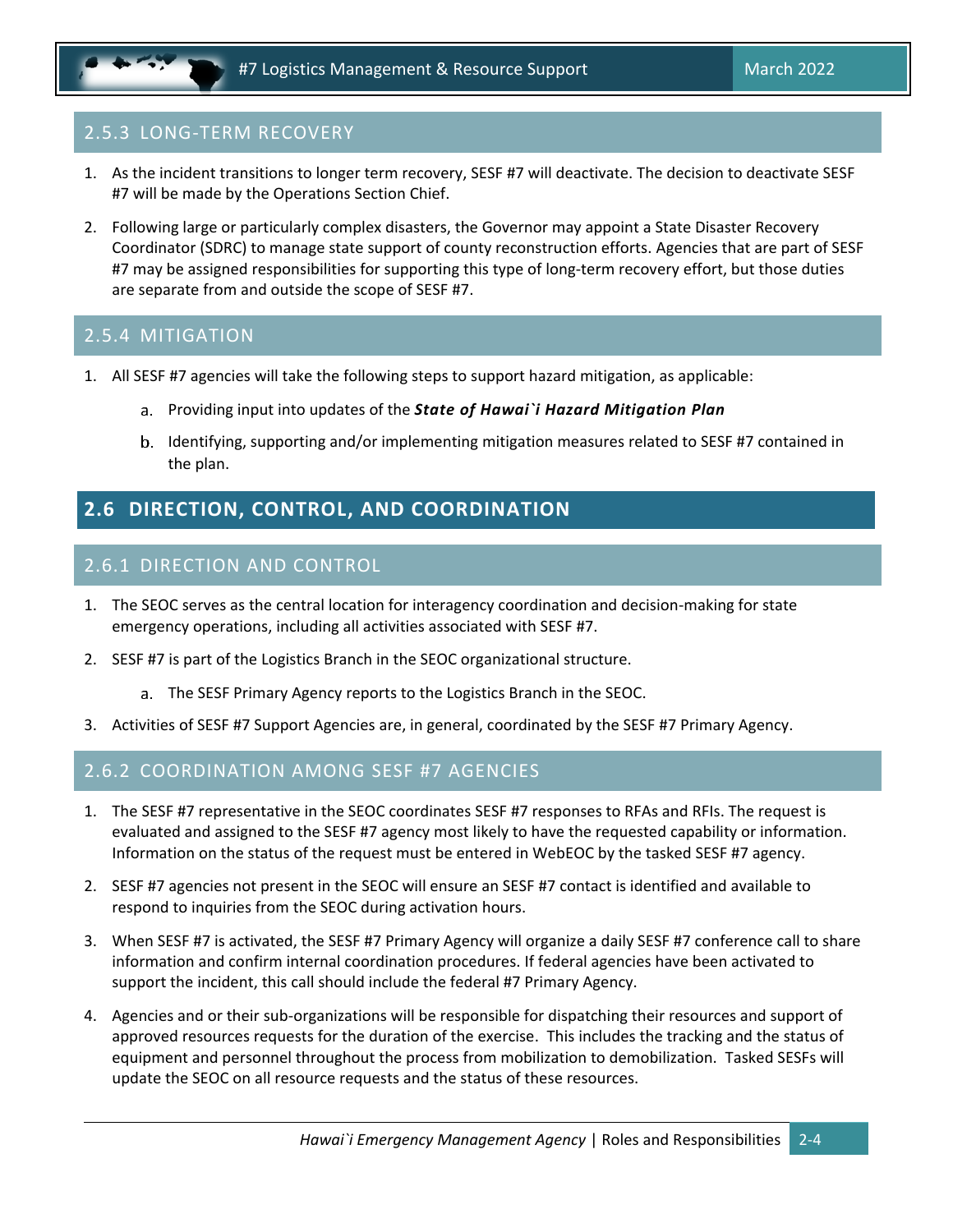### 2.5.3 LONG-TERM RECOVERY

1. As the incident transitions to longer term recovery, SESF #7 will deactivate. The decision to deactivate SESF #7 will be made by the Operations Section Chief.
2. Following large or particularly complex disasters, the Governor may appoint a State Disaster Recovery Coordinator (SDRC) to manage state support of county reconstruction efforts. Agencies that are part of SESF #7 may be assigned responsibilities for supporting this type of long-term recovery effort, but those duties are separate from and outside the scope of SESF #7.

### 2.5.4 MITIGATION

1. All SESF #7 agencies will take the following steps to support hazard mitigation, as applicable:
   a. Providing input into updates of the ***State of Hawai`i Hazard Mitigation Plan***
   b. Identifying, supporting and/or implementing mitigation measures related to SESF #7 contained in the plan.

## 2.6 DIRECTION, CONTROL, AND COORDINATION

### 2.6.1 DIRECTION AND CONTROL

1. The SEOC serves as the central location for interagency coordination and decision-making for state emergency operations, including all activities associated with SESF #7.
2. SESF #7 is part of the Logistics Branch in the SEOC organizational structure.
   a. The SESF Primary Agency reports to the Logistics Branch in the SEOC.
3. Activities of SESF #7 Support Agencies are, in general, coordinated by the SESF #7 Primary Agency.

### 2.6.2 COORDINATION AMONG SESF #7 AGENCIES

1. The SESF #7 representative in the SEOC coordinates SESF #7 responses to RFAs and RFIs. The request is evaluated and assigned to the SESF #7 agency most likely to have the requested capability or information. Information on the status of the request must be entered in WebEOC by the tasked SESF #7 agency.
2. SESF #7 agencies not present in the SEOC will ensure an SESF #7 contact is identified and available to respond to inquiries from the SEOC during activation hours.
3. When SESF #7 is activated, the SESF #7 Primary Agency will organize a daily SESF #7 conference call to share information and confirm internal coordination procedures. If federal agencies have been activated to support the incident, this call should include the federal #7 Primary Agency.
4. Agencies and or their sub-organizations will be responsible for dispatching their resources and support of approved resources requests for the duration of the exercise. This includes the tracking and the status of equipment and personnel throughout the process from mobilization to demobilization. Tasked SESFs will update the SEOC on all resource requests and the status of these resources.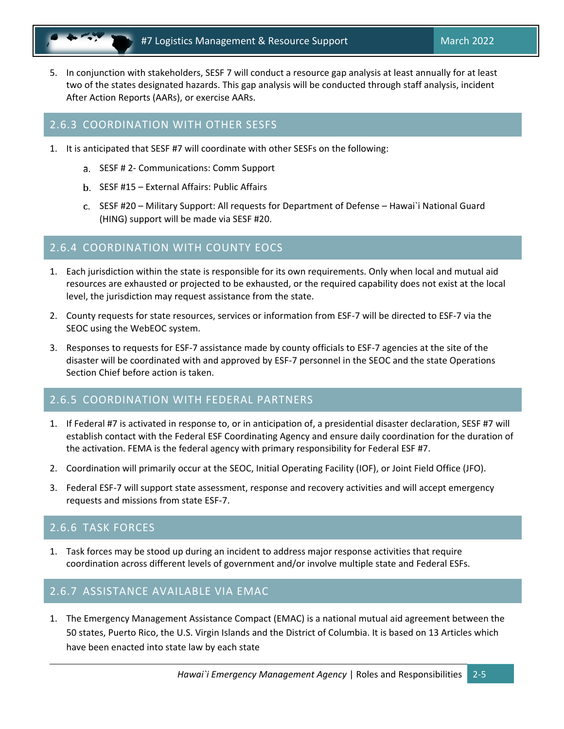5. In conjunction with stakeholders, SESF 7 will conduct a resource gap analysis at least annually for at least two of the states designated hazards. This gap analysis will be conducted through staff analysis, incident After Action Reports (AARs), or exercise AARs.

## 2.6.3 COORDINATION WITH OTHER SESFS

1. It is anticipated that SESF #7 will coordinate with other SESFs on the following:
   a. SESF # 2- Communications: Comm Support
   b. SESF #15 – External Affairs: Public Affairs
   c. SESF #20 – Military Support: All requests for Department of Defense – Hawai`i National Guard (HING) support will be made via SESF #20.

## 2.6.4 COORDINATION WITH COUNTY EOCS

1. Each jurisdiction within the state is responsible for its own requirements. Only when local and mutual aid resources are exhausted or projected to be exhausted, or the required capability does not exist at the local level, the jurisdiction may request assistance from the state.
2. County requests for state resources, services or information from ESF-7 will be directed to ESF-7 via the SEOC using the WebEOC system.
3. Responses to requests for ESF-7 assistance made by county officials to ESF-7 agencies at the site of the disaster will be coordinated with and approved by ESF-7 personnel in the SEOC and the state Operations Section Chief before action is taken.

## 2.6.5 COORDINATION WITH FEDERAL PARTNERS

1. If Federal #7 is activated in response to, or in anticipation of, a presidential disaster declaration, SESF #7 will establish contact with the Federal ESF Coordinating Agency and ensure daily coordination for the duration of the activation. FEMA is the federal agency with primary responsibility for Federal ESF #7.
2. Coordination will primarily occur at the SEOC, Initial Operating Facility (IOF), or Joint Field Office (JFO).
3. Federal ESF-7 will support state assessment, response and recovery activities and will accept emergency requests and missions from state ESF-7.

## 2.6.6 TASK FORCES

1. Task forces may be stood up during an incident to address major response activities that require coordination across different levels of government and/or involve multiple state and Federal ESFs.

## 2.6.7 ASSISTANCE AVAILABLE VIA EMAC

1. The Emergency Management Assistance Compact (EMAC) is a national mutual aid agreement between the 50 states, Puerto Rico, the U.S. Virgin Islands and the District of Columbia. It is based on 13 Articles which have been enacted into state law by each state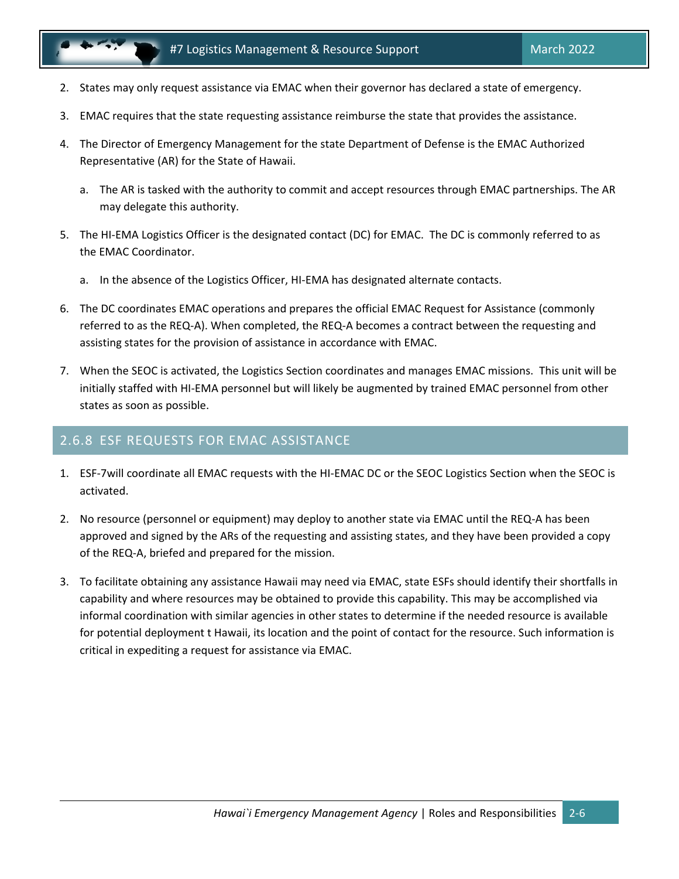2. States may only request assistance via EMAC when their governor has declared a state of emergency.
3. EMAC requires that the state requesting assistance reimburse the state that provides the assistance.
4. The Director of Emergency Management for the state Department of Defense is the EMAC Authorized Representative (AR) for the State of Hawaii.
    a. The AR is tasked with the authority to commit and accept resources through EMAC partnerships. The AR may delegate this authority.
5. The HI-EMA Logistics Officer is the designated contact (DC) for EMAC. The DC is commonly referred to as the EMAC Coordinator.
    a. In the absence of the Logistics Officer, HI-EMA has designated alternate contacts.
6. The DC coordinates EMAC operations and prepares the official EMAC Request for Assistance (commonly referred to as the REQ-A). When completed, the REQ-A becomes a contract between the requesting and assisting states for the provision of assistance in accordance with EMAC.
7. When the SEOC is activated, the Logistics Section coordinates and manages EMAC missions. This unit will be initially staffed with HI-EMA personnel but will likely be augmented by trained EMAC personnel from other states as soon as possible.

### 2.6.8 ESF REQUESTS FOR EMAC ASSISTANCE

1. ESF-7will coordinate all EMAC requests with the HI-EMAC DC or the SEOC Logistics Section when the SEOC is activated.
2. No resource (personnel or equipment) may deploy to another state via EMAC until the REQ-A has been approved and signed by the ARs of the requesting and assisting states, and they have been provided a copy of the REQ-A, briefed and prepared for the mission.
3. To facilitate obtaining any assistance Hawaii may need via EMAC, state ESFs should identify their shortfalls in capability and where resources may be obtained to provide this capability. This may be accomplished via informal coordination with similar agencies in other states to determine if the needed resource is available for potential deployment t Hawaii, its location and the point of contact for the resource. Such information is critical in expediting a request for assistance via EMAC.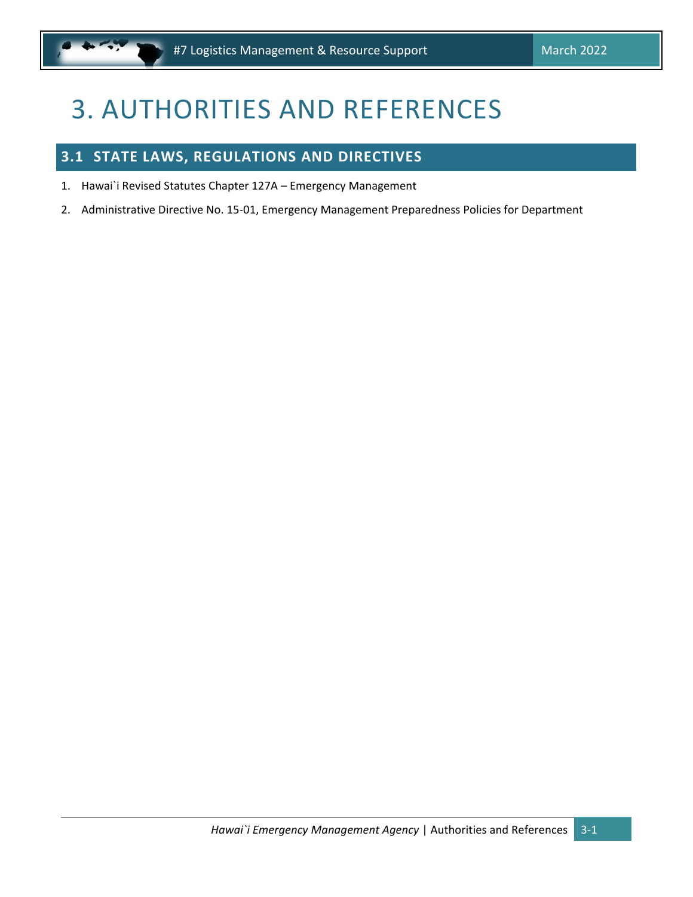# 3. AUTHORITIES AND REFERENCES

## 3.1 STATE LAWS, REGULATIONS AND DIRECTIVES

1. Hawai`i Revised Statutes Chapter 127A – Emergency Management
2. Administrative Directive No. 15-01, Emergency Management Preparedness Policies for Department